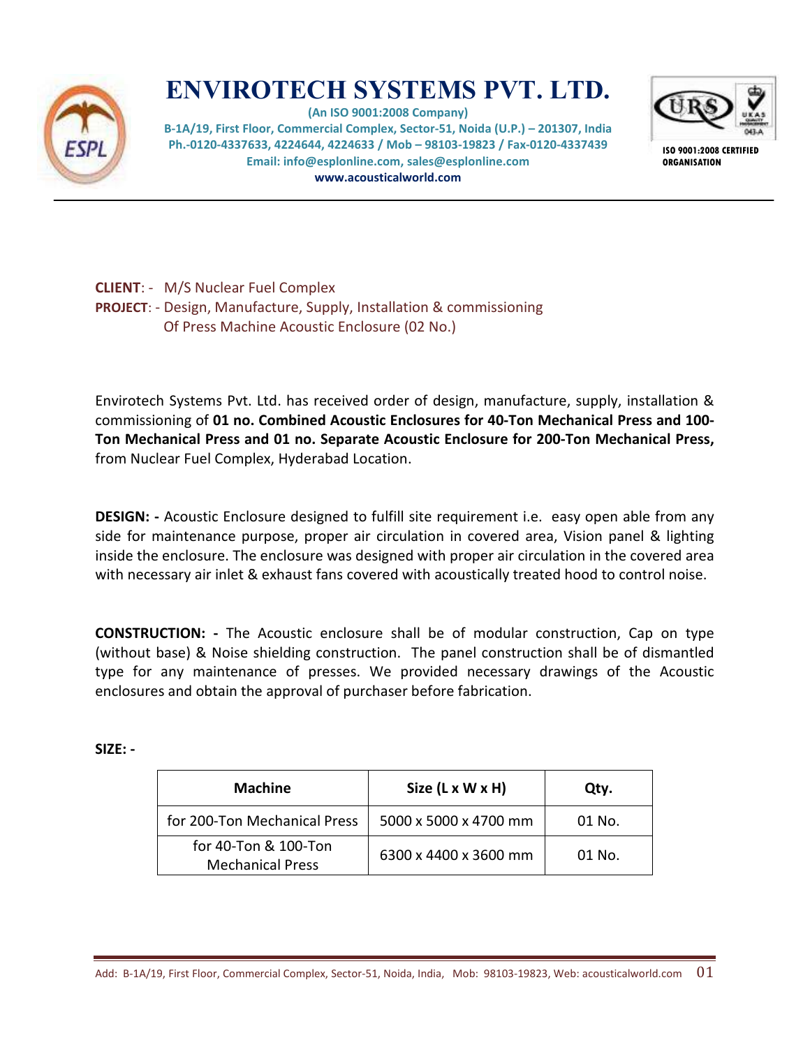# ENVIROTECH SYSTEMS PVT. LTD.

**(An ISO 9001:2008 Company)**
**B-1A/19, First Floor, Commercial Complex, Sector-51, Noida (U.P.) – 201307, India**
**Ph.-0120-4337633, 4224644, 4224633 / Mob – 98103-19823 / Fax-0120-4337439**
**Email: info@esplonline.com, sales@esplonline.com**
**www.acousticalworld.com**

**ISO 9001:2008 CERTIFIED ORGANISATION**

---

**CLIENT**: - M/S Nuclear Fuel Complex
**PROJECT**: - Design, Manufacture, Supply, Installation & commissioning Of Press Machine Acoustic Enclosure (02 No.)

Envirotech Systems Pvt. Ltd. has received order of design, manufacture, supply, installation & commissioning of **01 no. Combined Acoustic Enclosures for 40-Ton Mechanical Press and 100-Ton Mechanical Press and 01 no. Separate Acoustic Enclosure for 200-Ton Mechanical Press,** from Nuclear Fuel Complex, Hyderabad Location.

**DESIGN: -** Acoustic Enclosure designed to fulfill site requirement i.e. easy open able from any side for maintenance purpose, proper air circulation in covered area, Vision panel & lighting inside the enclosure. The enclosure was designed with proper air circulation in the covered area with necessary air inlet & exhaust fans covered with acoustically treated hood to control noise.

**CONSTRUCTION: -** The Acoustic enclosure shall be of modular construction, Cap on type (without base) & Noise shielding construction. The panel construction shall be of dismantled type for any maintenance of presses. We provided necessary drawings of the Acoustic enclosures and obtain the approval of purchaser before fabrication.

**SIZE: -**

| Machine | Size (L x W x H) | Qty. |
|---|---|---|
| for 200-Ton Mechanical Press | 5000 x 5000 x 4700 mm | 01 No. |
| for 40-Ton & 100-Ton Mechanical Press | 6300 x 4400 x 3600 mm | 01 No. |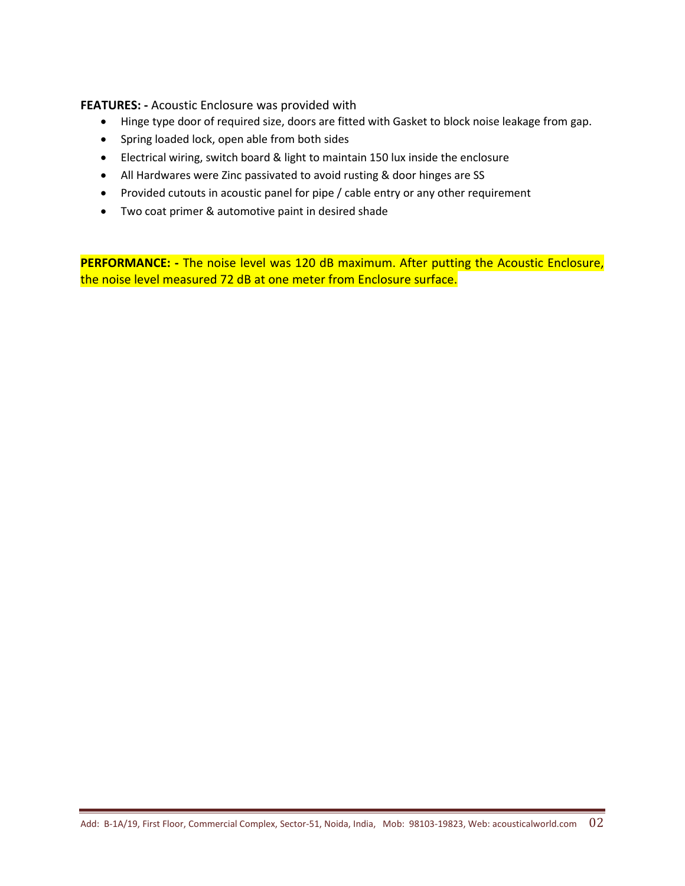**FEATURES: -** Acoustic Enclosure was provided with

- Hinge type door of required size, doors are fitted with Gasket to block noise leakage from gap.
- Spring loaded lock, open able from both sides
- Electrical wiring, switch board & light to maintain 150 lux inside the enclosure
- All Hardwares were Zinc passivated to avoid rusting & door hinges are SS
- Provided cutouts in acoustic panel for pipe / cable entry or any other requirement
- Two coat primer & automotive paint in desired shade

**PERFORMANCE: -** The noise level was 120 dB maximum. After putting the Acoustic Enclosure, the noise level measured 72 dB at one meter from Enclosure surface.